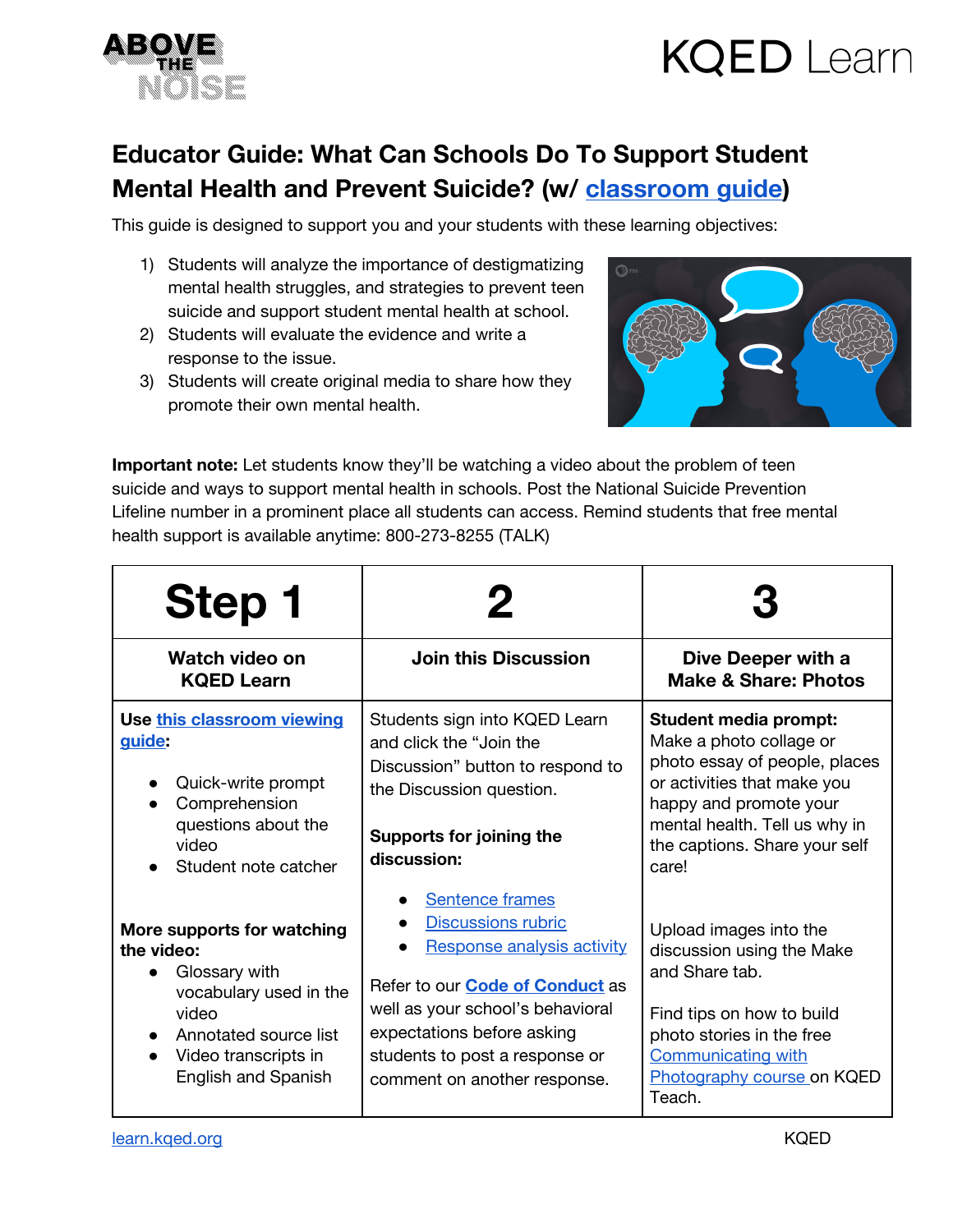# Educator Guide: What Can Schools Do To Support Student Mental Health and Prevent Suicide? (w/ classroom guide)

This guide is designed to support you and your students with these learning objectives:

1) Students will analyze the importance of destigmatizing mental health struggles, and strategies to prevent teen suicide and support student mental health at school.
2) Students will evaluate the evidence and write a response to the issue.
3) Students will create original media to share how they promote their own mental health.

**Important note:** Let students know they'll be watching a video about the problem of teen suicide and ways to support mental health in schools. Post the National Suicide Prevention Lifeline number in a prominent place all students can access. Remind students that free mental health support is available anytime: 800-273-8255 (TALK)

| Step 1 | 2 | 3 |
|---|---|---|
| **Watch video on KQED Learn** | **Join this Discussion** | **Dive Deeper with a Make & Share: Photos** |
| **Use this classroom viewing guide:**<br>• Quick-write prompt<br>• Comprehension questions about the video<br>• Student note catcher<br><br>**More supports for watching the video:**<br>• Glossary with vocabulary used in the video<br>• Annotated source list<br>• Video transcripts in English and Spanish | Students sign into KQED Learn and click the "Join the Discussion" button to respond to the Discussion question.<br><br>**Supports for joining the discussion:**<br>• Sentence frames<br>• Discussions rubric<br>• Response analysis activity<br><br>Refer to our **Code of Conduct** as well as your school's behavioral expectations before asking students to post a response or comment on another response. | **Student media prompt:** Make a photo collage or photo essay of people, places or activities that make you happy and promote your mental health. Tell us why in the captions. Share your self care!<br><br>Upload images into the discussion using the Make and Share tab.<br><br>Find tips on how to build photo stories in the free Communicating with Photography course on KQED Teach. |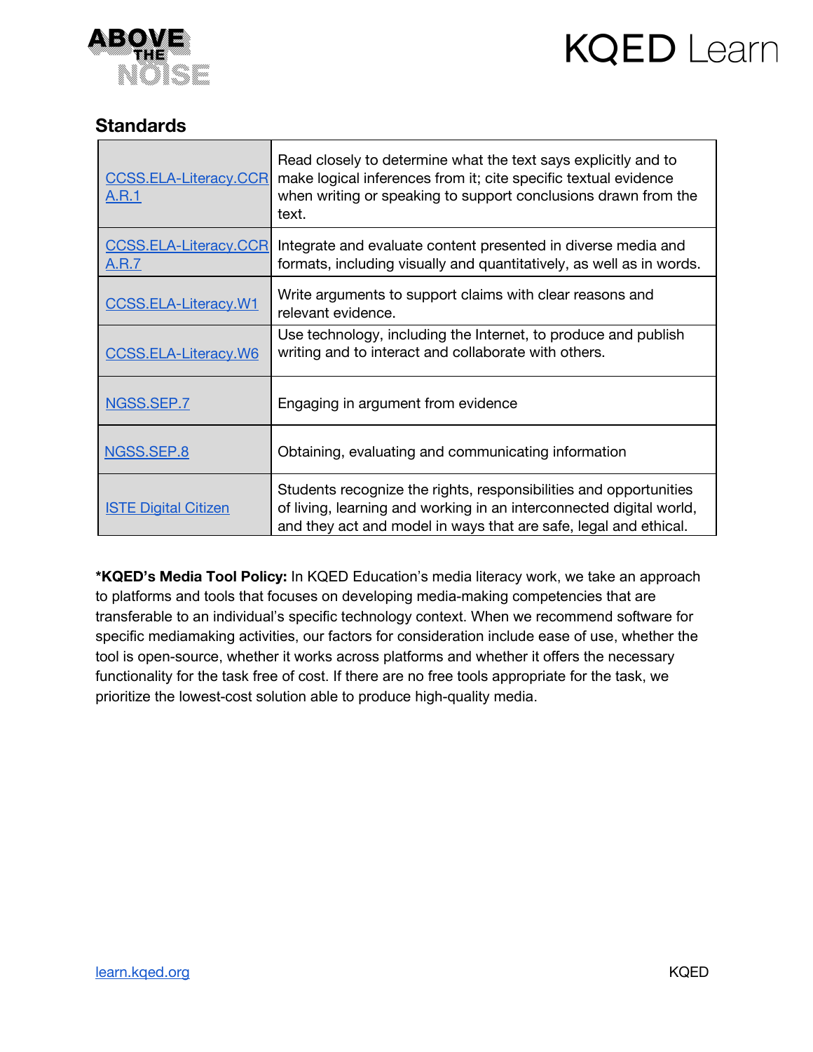## Standards

| | |
|---|---|
| CCSS.ELA-Literacy.CCRA.R.1 | Read closely to determine what the text says explicitly and to make logical inferences from it; cite specific textual evidence when writing or speaking to support conclusions drawn from the text. |
| CCSS.ELA-Literacy.CCRA.R.7 | Integrate and evaluate content presented in diverse media and formats, including visually and quantitatively, as well as in words. |
| CCSS.ELA-Literacy.W1 | Write arguments to support claims with clear reasons and relevant evidence. |
| CCSS.ELA-Literacy.W6 | Use technology, including the Internet, to produce and publish writing and to interact and collaborate with others. |
| NGSS.SEP.7 | Engaging in argument from evidence |
| NGSS.SEP.8 | Obtaining, evaluating and communicating information |
| ISTE Digital Citizen | Students recognize the rights, responsibilities and opportunities of living, learning and working in an interconnected digital world, and they act and model in ways that are safe, legal and ethical. |

***KQED's Media Tool Policy:** In KQED Education's media literacy work, we take an approach to platforms and tools that focuses on developing media-making competencies that are transferable to an individual's specific technology context. When we recommend software for specific mediamaking activities, our factors for consideration include ease of use, whether the tool is open-source, whether it works across platforms and whether it offers the necessary functionality for the task free of cost. If there are no free tools appropriate for the task, we prioritize the lowest-cost solution able to produce high-quality media.